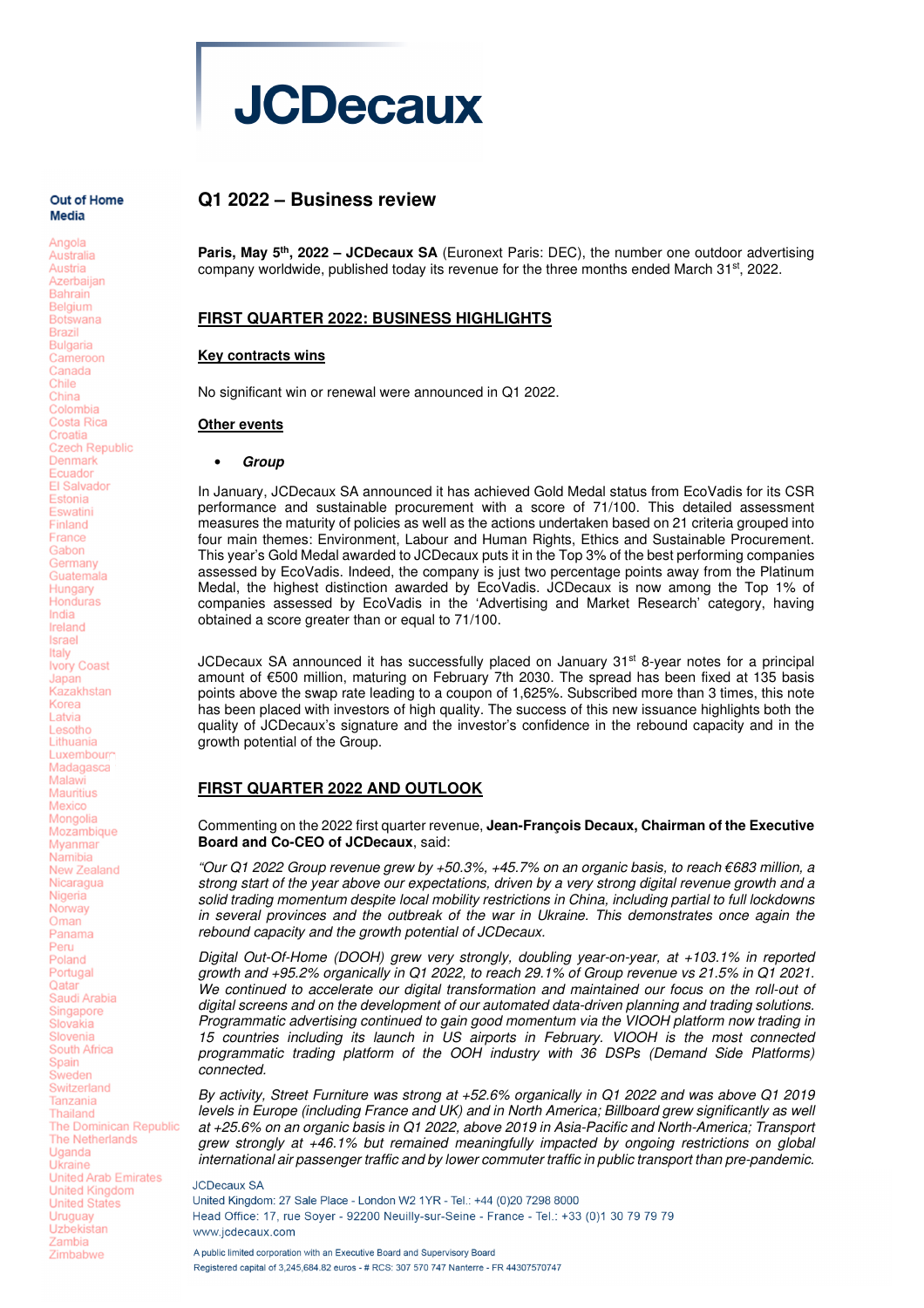# JCDecaux

## Q1 2022 – Business review

**Paris, May 5th, 2022 – JCDecaux SA** (Euronext Paris: DEC), the number one outdoor advertising company worldwide, published today its revenue for the three months ended March 31st, 2022.

### FIRST QUARTER 2022: BUSINESS HIGHLIGHTS

#### Key contracts wins

No significant win or renewal were announced in Q1 2022.

#### Other events

- ***Group***

In January, JCDecaux SA announced it has achieved Gold Medal status from EcoVadis for its CSR performance and sustainable procurement with a score of 71/100. This detailed assessment measures the maturity of policies as well as the actions undertaken based on 21 criteria grouped into four main themes: Environment, Labour and Human Rights, Ethics and Sustainable Procurement. This year's Gold Medal awarded to JCDecaux puts it in the Top 3% of the best performing companies assessed by EcoVadis. Indeed, the company is just two percentage points away from the Platinum Medal, the highest distinction awarded by EcoVadis. JCDecaux is now among the Top 1% of companies assessed by EcoVadis in the 'Advertising and Market Research' category, having obtained a score greater than or equal to 71/100.

JCDecaux SA announced it has successfully placed on January 31st 8-year notes for a principal amount of €500 million, maturing on February 7th 2030. The spread has been fixed at 135 basis points above the swap rate leading to a coupon of 1,625%. Subscribed more than 3 times, this note has been placed with investors of high quality. The success of this new issuance highlights both the quality of JCDecaux's signature and the investor's confidence in the rebound capacity and in the growth potential of the Group.

### FIRST QUARTER 2022 AND OUTLOOK

Commenting on the 2022 first quarter revenue, **Jean-François Decaux, Chairman of the Executive Board and Co-CEO of JCDecaux**, said:

*"Our Q1 2022 Group revenue grew by +50.3%, +45.7% on an organic basis, to reach €683 million, a strong start of the year above our expectations, driven by a very strong digital revenue growth and a solid trading momentum despite local mobility restrictions in China, including partial to full lockdowns in several provinces and the outbreak of the war in Ukraine. This demonstrates once again the rebound capacity and the growth potential of JCDecaux.*

*Digital Out-Of-Home (DOOH) grew very strongly, doubling year-on-year, at +103.1% in reported growth and +95.2% organically in Q1 2022, to reach 29.1% of Group revenue vs 21.5% in Q1 2021. We continued to accelerate our digital transformation and maintained our focus on the roll-out of digital screens and on the development of our automated data-driven planning and trading solutions. Programmatic advertising continued to gain good momentum via the VIOOH platform now trading in 15 countries including its launch in US airports in February. VIOOH is the most connected programmatic trading platform of the OOH industry with 36 DSPs (Demand Side Platforms) connected.*

*By activity, Street Furniture was strong at +52.6% organically in Q1 2022 and was above Q1 2019 levels in Europe (including France and UK) and in North America; Billboard grew significantly as well at +25.6% on an organic basis in Q1 2022, above 2019 in Asia-Pacific and North-America; Transport grew strongly at +46.1% but remained meaningfully impacted by ongoing restrictions on global international air passenger traffic and by lower commuter traffic in public transport than pre-pandemic.*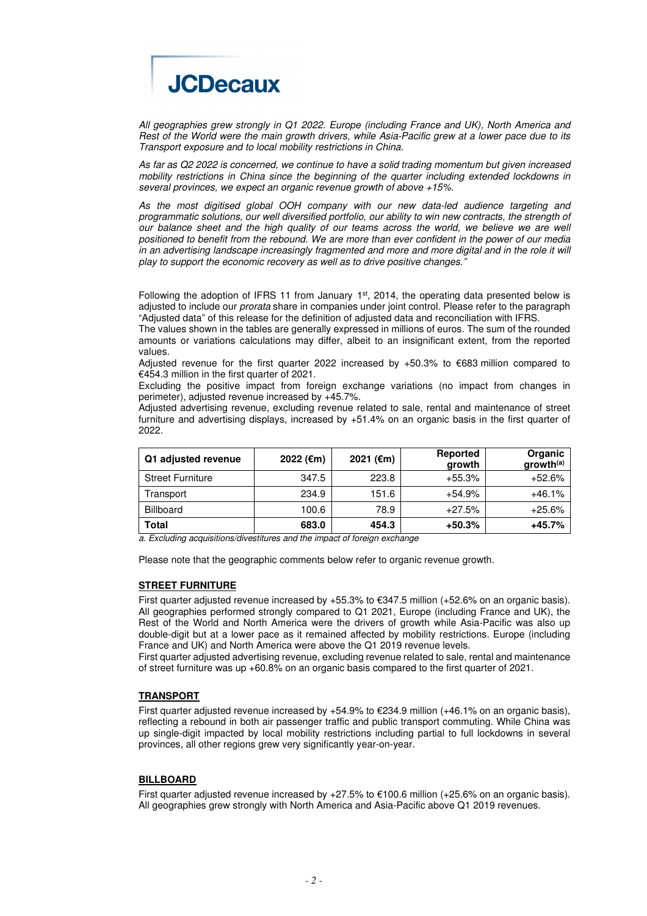*All geographies grew strongly in Q1 2022. Europe (including France and UK), North America and Rest of the World were the main growth drivers, while Asia-Pacific grew at a lower pace due to its Transport exposure and to local mobility restrictions in China.*

*As far as Q2 2022 is concerned, we continue to have a solid trading momentum but given increased mobility restrictions in China since the beginning of the quarter including extended lockdowns in several provinces, we expect an organic revenue growth of above +15%.*

*As the most digitised global OOH company with our new data-led audience targeting and programmatic solutions, our well diversified portfolio, our ability to win new contracts, the strength of our balance sheet and the high quality of our teams across the world, we believe we are well positioned to benefit from the rebound. We are more than ever confident in the power of our media in an advertising landscape increasingly fragmented and more and more digital and in the role it will play to support the economic recovery as well as to drive positive changes."*

Following the adoption of IFRS 11 from January 1st, 2014, the operating data presented below is adjusted to include our *prorata* share in companies under joint control. Please refer to the paragraph "Adjusted data" of this release for the definition of adjusted data and reconciliation with IFRS.

The values shown in the tables are generally expressed in millions of euros. The sum of the rounded amounts or variations calculations may differ, albeit to an insignificant extent, from the reported values.

Adjusted revenue for the first quarter 2022 increased by +50.3% to €683 million compared to €454.3 million in the first quarter of 2021.

Excluding the positive impact from foreign exchange variations (no impact from changes in perimeter), adjusted revenue increased by +45.7%.

Adjusted advertising revenue, excluding revenue related to sale, rental and maintenance of street furniture and advertising displays, increased by +51.4% on an organic basis in the first quarter of 2022.

| Q1 adjusted revenue | 2022 (€m) | 2021 (€m) | Reported growth | Organic growth[a] |
|---|---|---|---|---|
| Street Furniture | 347.5 | 223.8 | +55.3% | +52.6% |
| Transport | 234.9 | 151.6 | +54.9% | +46.1% |
| Billboard | 100.6 | 78.9 | +27.5% | +25.6% |
| **Total** | **683.0** | **454.3** | **+50.3%** | **+45.7%** |

*a. Excluding acquisitions/divestitures and the impact of foreign exchange*

Please note that the geographic comments below refer to organic revenue growth.

## STREET FURNITURE

First quarter adjusted revenue increased by +55.3% to €347.5 million (+52.6% on an organic basis). All geographies performed strongly compared to Q1 2021, Europe (including France and UK), the Rest of the World and North America were the drivers of growth while Asia-Pacific was also up double-digit but at a lower pace as it remained affected by mobility restrictions. Europe (including France and UK) and North America were above the Q1 2019 revenue levels.

First quarter adjusted advertising revenue, excluding revenue related to sale, rental and maintenance of street furniture was up +60.8% on an organic basis compared to the first quarter of 2021.

## TRANSPORT

First quarter adjusted revenue increased by +54.9% to €234.9 million (+46.1% on an organic basis), reflecting a rebound in both air passenger traffic and public transport commuting. While China was up single-digit impacted by local mobility restrictions including partial to full lockdowns in several provinces, all other regions grew very significantly year-on-year.

## BILLBOARD

First quarter adjusted revenue increased by +27.5% to €100.6 million (+25.6% on an organic basis). All geographies grew strongly with North America and Asia-Pacific above Q1 2019 revenues.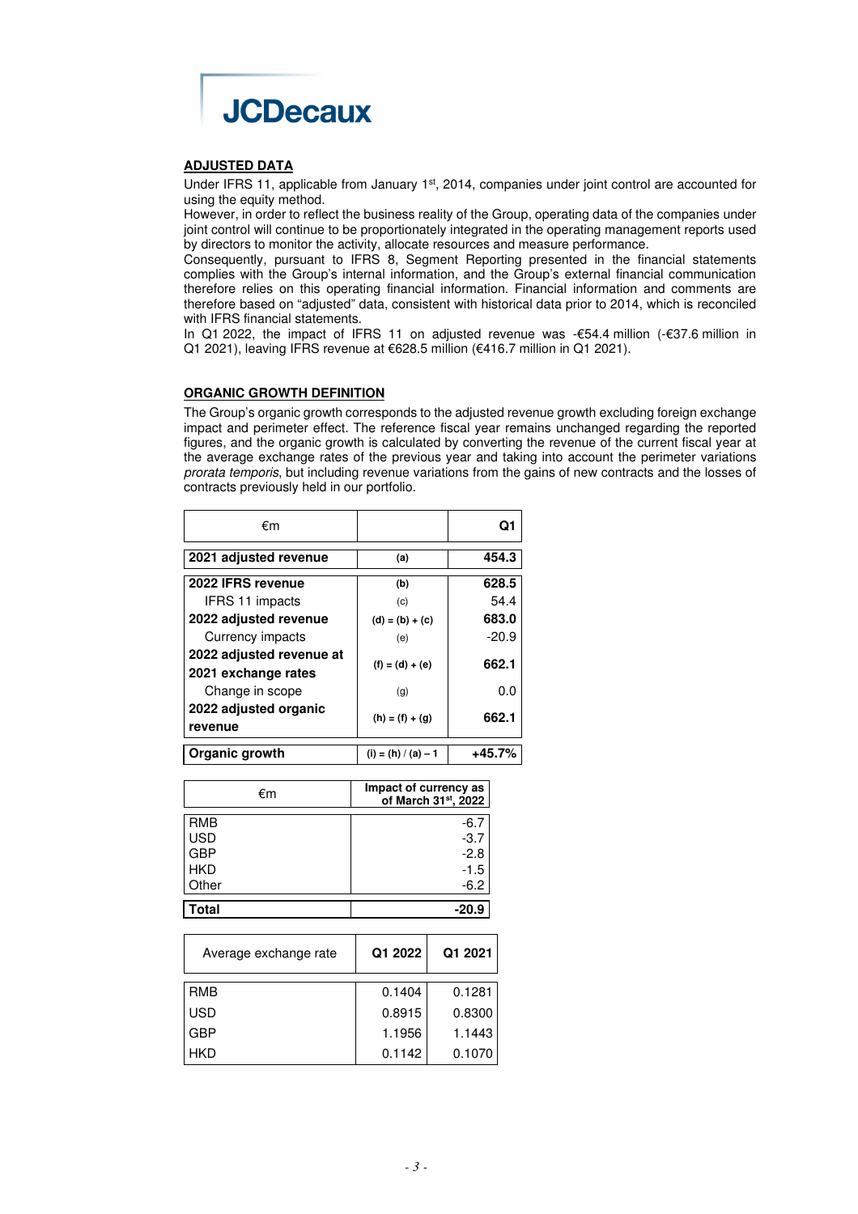## ADJUSTED DATA

Under IFRS 11, applicable from January 1st, 2014, companies under joint control are accounted for using the equity method.

However, in order to reflect the business reality of the Group, operating data of the companies under joint control will continue to be proportionately integrated in the operating management reports used by directors to monitor the activity, allocate resources and measure performance.

Consequently, pursuant to IFRS 8, Segment Reporting presented in the financial statements complies with the Group's internal information, and the Group's external financial communication therefore relies on this operating financial information. Financial information and comments are therefore based on "adjusted" data, consistent with historical data prior to 2014, which is reconciled with IFRS financial statements.

In Q1 2022, the impact of IFRS 11 on adjusted revenue was -€54.4 million (-€37.6 million in Q1 2021), leaving IFRS revenue at €628.5 million (€416.7 million in Q1 2021).

## ORGANIC GROWTH DEFINITION

The Group's organic growth corresponds to the adjusted revenue growth excluding foreign exchange impact and perimeter effect. The reference fiscal year remains unchanged regarding the reported figures, and the organic growth is calculated by converting the revenue of the current fiscal year at the average exchange rates of the previous year and taking into account the perimeter variations *prorata temporis*, but including revenue variations from the gains of new contracts and the losses of contracts previously held in our portfolio.

| €m | | Q1 |
|---|---|---|
| **2021 adjusted revenue** | **(a)** | **454.3** |
| **2022 IFRS revenue** | **(b)** | **628.5** |
| IFRS 11 impacts | (c) | 54.4 |
| **2022 adjusted revenue** | **(d) = (b) + (c)** | **683.0** |
| Currency impacts | (e) | -20.9 |
| **2022 adjusted revenue at 2021 exchange rates** | **(f) = (d) + (e)** | **662.1** |
| Change in scope | (g) | 0.0 |
| **2022 adjusted organic revenue** | **(h) = (f) + (g)** | **662.1** |
| **Organic growth** | **(i) = (h) / (a) – 1** | **+45.7%** |

| €m | Impact of currency as of March 31st, 2022 |
|---|---|
| RMB | -6.7 |
| USD | -3.7 |
| GBP | -2.8 |
| HKD | -1.5 |
| Other | -6.2 |
| **Total** | **-20.9** |

| Average exchange rate | Q1 2022 | Q1 2021 |
|---|---|---|
| RMB | 0.1404 | 0.1281 |
| USD | 0.8915 | 0.8300 |
| GBP | 1.1956 | 1.1443 |
| HKD | 0.1142 | 0.1070 |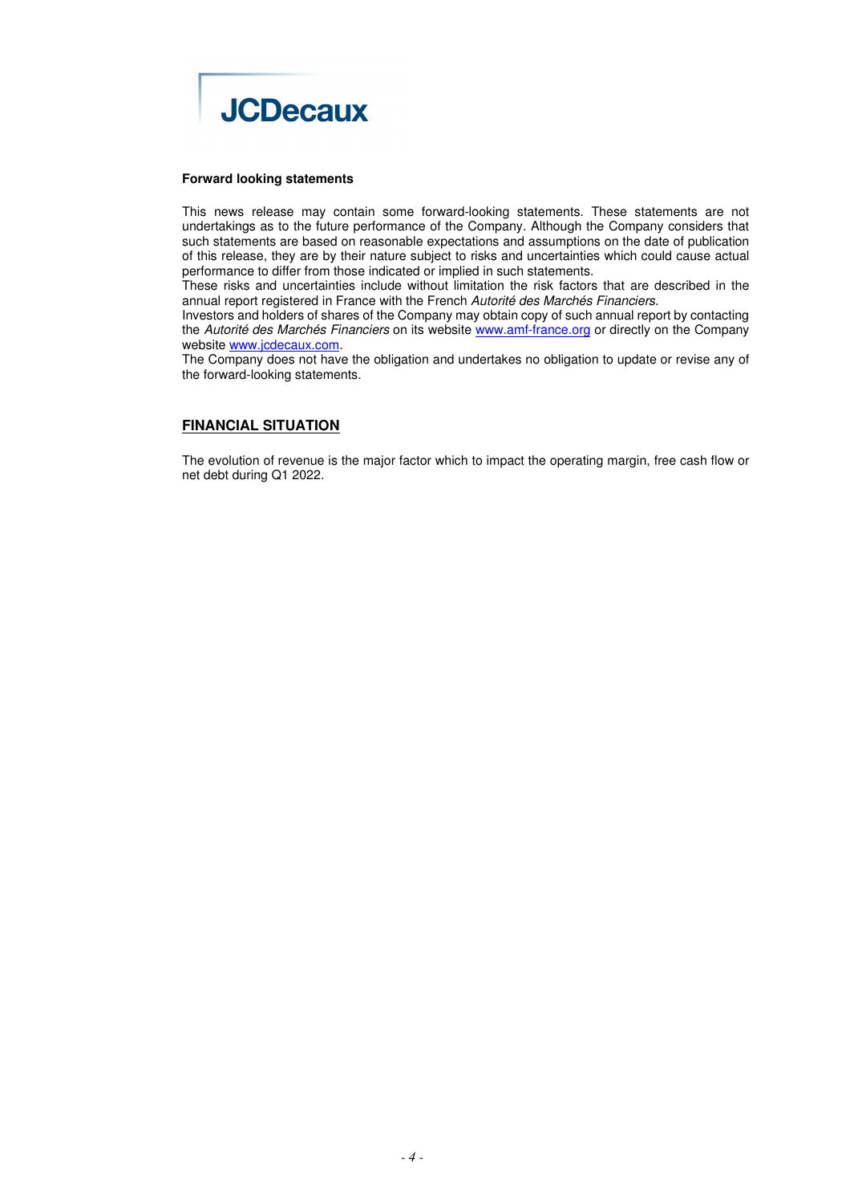**Forward looking statements**

This news release may contain some forward-looking statements. These statements are not undertakings as to the future performance of the Company. Although the Company considers that such statements are based on reasonable expectations and assumptions on the date of publication of this release, they are by their nature subject to risks and uncertainties which could cause actual performance to differ from those indicated or implied in such statements.
These risks and uncertainties include without limitation the risk factors that are described in the annual report registered in France with the French *Autorité des Marchés Financiers*.
Investors and holders of shares of the Company may obtain copy of such annual report by contacting the *Autorité des Marchés Financiers* on its website www.amf-france.org or directly on the Company website www.jcdecaux.com.
The Company does not have the obligation and undertakes no obligation to update or revise any of the forward-looking statements.

## FINANCIAL SITUATION

The evolution of revenue is the major factor which to impact the operating margin, free cash flow or net debt during Q1 2022.